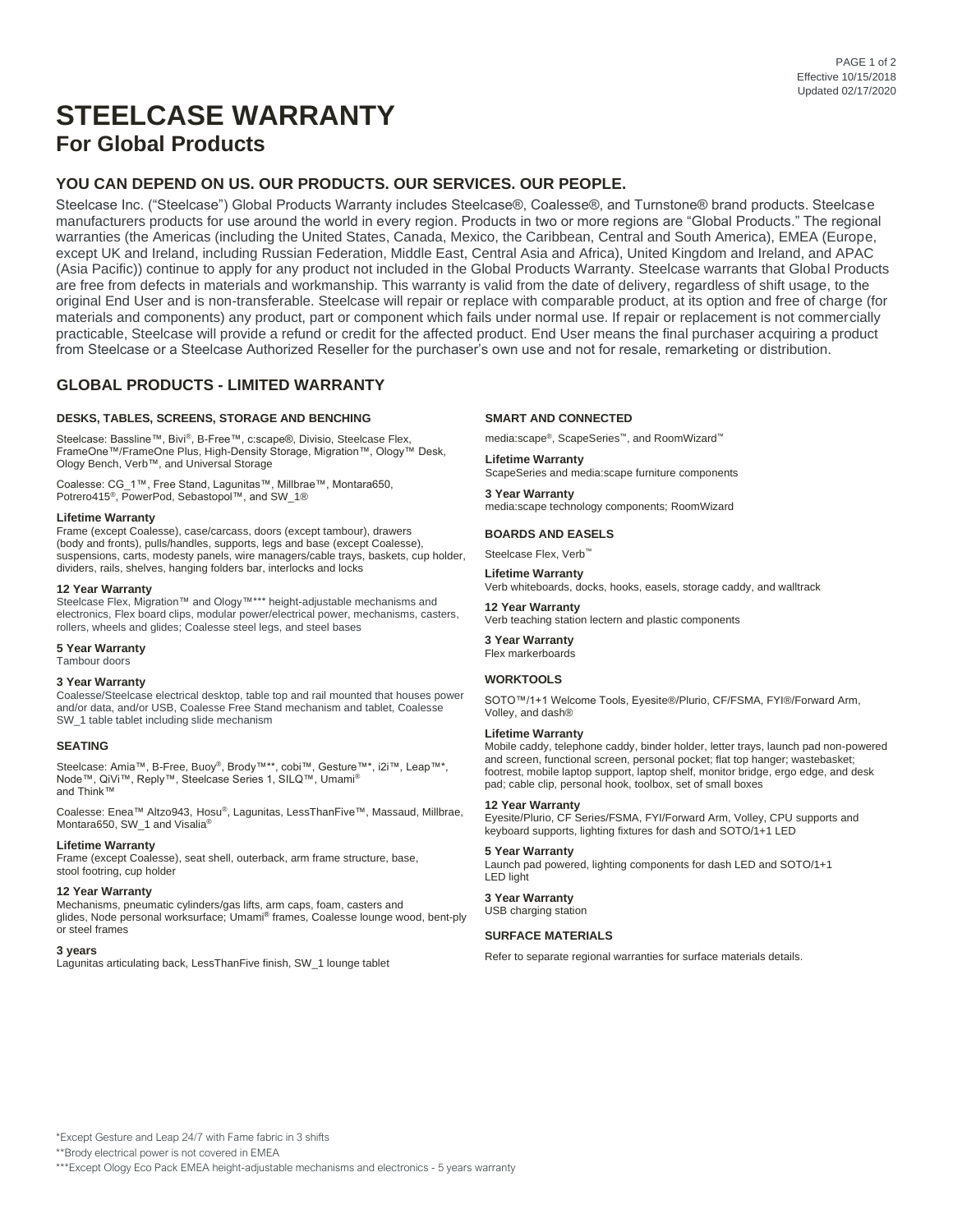# STEELCASE WARRANTY

## For Global Products

### YOU CAN DEPEND ON US. OUR PRODUCTS. OUR SERVICES. OUR PEOPLE.

Steelcase Inc. ("Steelcase") Global Products Warranty includes Steelcase®, Coalesse®, and Turnstone® brand products. Steelcase manufacturers products for use around the world in every region. Products in two or more regions are "Global Products." The regional warranties (the Americas (including the United States, Canada, Mexico, the Caribbean, Central and South America), EMEA (Europe, except UK and Ireland, including Russian Federation, Middle East, Central Asia and Africa), United Kingdom and Ireland, and APAC (Asia Pacific)) continue to apply for any product not included in the Global Products Warranty. Steelcase warrants that Global Products are free from defects in materials and workmanship. This warranty is valid from the date of delivery, regardless of shift usage, to the original End User and is non-transferable. Steelcase will repair or replace with comparable product, at its option and free of charge (for materials and components) any product, part or component which fails under normal use. If repair or replacement is not commercially practicable, Steelcase will provide a refund or credit for the affected product. End User means the final purchaser acquiring a product from Steelcase or a Steelcase Authorized Reseller for the purchaser's own use and not for resale, remarketing or distribution.

### GLOBAL PRODUCTS - LIMITED WARRANTY

#### DESKS, TABLES, SCREENS, STORAGE AND BENCHING

Steelcase: Bassline™, Bivi®, B-Free™, c:scape®, Divisio, Steelcase Flex, FrameOne™/FrameOne Plus, High-Density Storage, Migration™, Ology™ Desk, Ology Bench, Verb™, and Universal Storage

Coalesse: CG_1™, Free Stand, Lagunitas™, Millbrae™, Montara650, Potrero415®, PowerPod, Sebastopol™, and SW_1®

**Lifetime Warranty**
Frame (except Coalesse), case/carcass, doors (except tambour), drawers (body and fronts), pulls/handles, supports, legs and base (except Coalesse), suspensions, carts, modesty panels, wire managers/cable trays, baskets, cup holder, dividers, rails, shelves, hanging folders bar, interlocks and locks

**12 Year Warranty**
Steelcase Flex, Migration™ and Ology™*** height-adjustable mechanisms and electronics, Flex board clips, modular power/electrical power, mechanisms, casters, rollers, wheels and glides; Coalesse steel legs, and steel bases

**5 Year Warranty**
Tambour doors

**3 Year Warranty**
Coalesse/Steelcase electrical desktop, table top and rail mounted that houses power and/or data, and/or USB, Coalesse Free Stand mechanism and tablet, Coalesse SW_1 table tablet including slide mechanism

#### SEATING

Steelcase: Amia™, B-Free, Buoy®, Brody™**, cobi™, Gesture™*, i2i™, Leap™*, Node™, QiVi™, Reply™, Steelcase Series 1, SILQ™, Umami® and Think™

Coalesse: Enea™ Altzo943, Hosu®, Lagunitas, LessThanFive™, Massaud, Millbrae, Montara650, SW_1 and Visalia®

**Lifetime Warranty**
Frame (except Coalesse), seat shell, outerback, arm frame structure, base, stool footring, cup holder

**12 Year Warranty**
Mechanisms, pneumatic cylinders/gas lifts, arm caps, foam, casters and glides, Node personal worksurface; Umami® frames, Coalesse lounge wood, bent-ply or steel frames

**3 years**
Lagunitas articulating back, LessThanFive finish, SW_1 lounge tablet

#### SMART AND CONNECTED

media:scape®, ScapeSeries™, and RoomWizard™

**Lifetime Warranty**
ScapeSeries and media:scape furniture components

**3 Year Warranty**
media:scape technology components; RoomWizard

#### BOARDS AND EASELS

Steelcase Flex, Verb™

**Lifetime Warranty**
Verb whiteboards, docks, hooks, easels, storage caddy, and walltrack

**12 Year Warranty**
Verb teaching station lectern and plastic components

**3 Year Warranty**
Flex markerboards

#### WORKTOOLS

SOTO™/1+1 Welcome Tools, Eyesite®/Plurio, CF/FSMA, FYI®/Forward Arm, Volley, and dash®

**Lifetime Warranty**
Mobile caddy, telephone caddy, binder holder, letter trays, launch pad non-powered and screen, functional screen, personal pocket; flat top hanger; wastebasket; footrest, mobile laptop support, laptop shelf, monitor bridge, ergo edge, and desk pad; cable clip, personal hook, toolbox, set of small boxes

**12 Year Warranty**
Eyesite/Plurio, CF Series/FSMA, FYI/Forward Arm, Volley, CPU supports and keyboard supports, lighting fixtures for dash and SOTO/1+1 LED

**5 Year Warranty**
Launch pad powered, lighting components for dash LED and SOTO/1+1 LED light

**3 Year Warranty**
USB charging station

#### SURFACE MATERIALS

Refer to separate regional warranties for surface materials details.

*Except Gesture and Leap 24/7 with Fame fabric in 3 shifts

**Brody electrical power is not covered in EMEA

***Except Ology Eco Pack EMEA height-adjustable mechanisms and electronics - 5 years warranty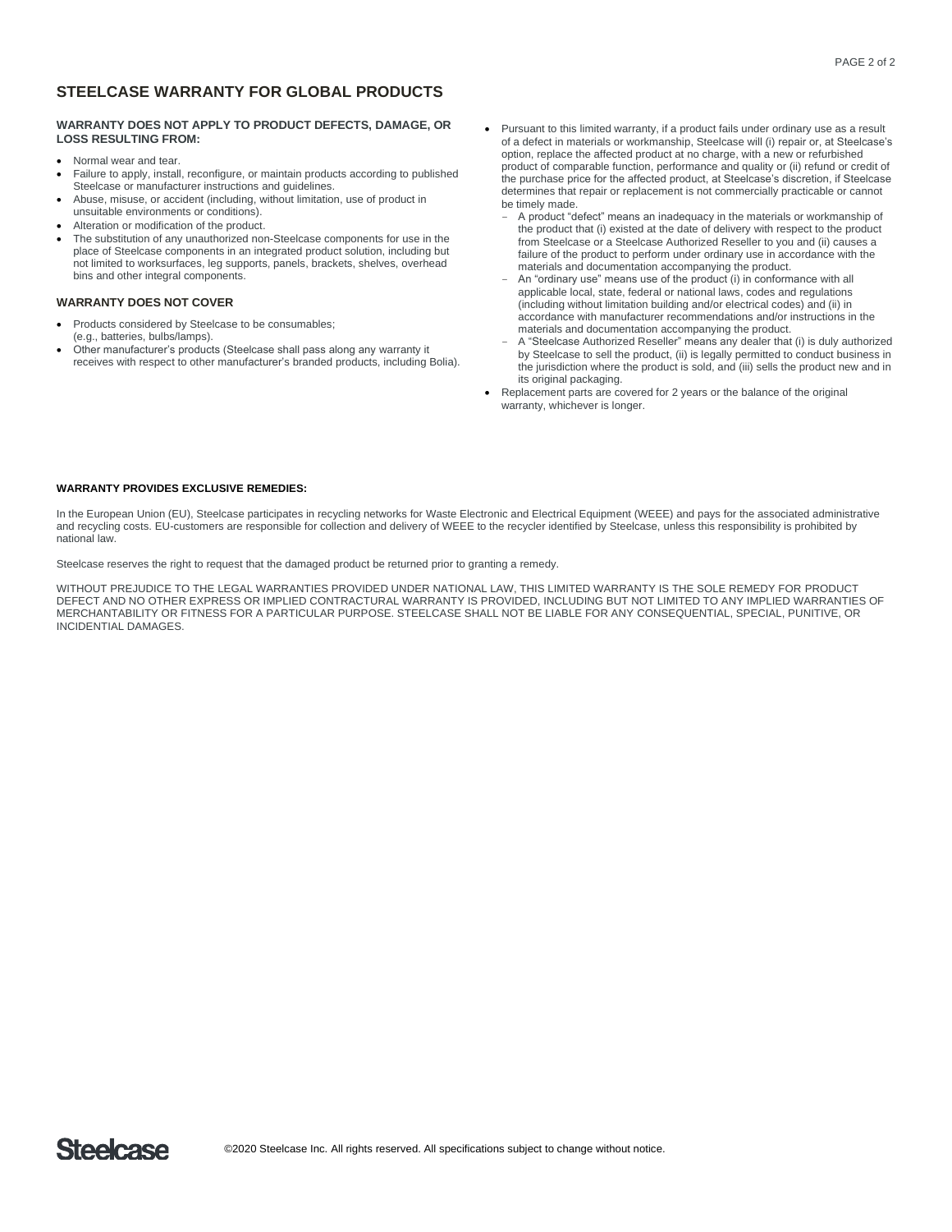# STEELCASE WARRANTY FOR GLOBAL PRODUCTS

**WARRANTY DOES NOT APPLY TO PRODUCT DEFECTS, DAMAGE, OR LOSS RESULTING FROM:**

- Normal wear and tear.
- Failure to apply, install, reconfigure, or maintain products according to published Steelcase or manufacturer instructions and guidelines.
- Abuse, misuse, or accident (including, without limitation, use of product in unsuitable environments or conditions).
- Alteration or modification of the product.
- The substitution of any unauthorized non-Steelcase components for use in the place of Steelcase components in an integrated product solution, including but not limited to worksurfaces, leg supports, panels, brackets, shelves, overhead bins and other integral components.

**WARRANTY DOES NOT COVER**

- Products considered by Steelcase to be consumables; (e.g., batteries, bulbs/lamps).
- Other manufacturer's products (Steelcase shall pass along any warranty it receives with respect to other manufacturer's branded products, including Bolia).

- Pursuant to this limited warranty, if a product fails under ordinary use as a result of a defect in materials or workmanship, Steelcase will (i) repair or, at Steelcase's option, replace the affected product at no charge, with a new or refurbished product of comparable function, performance and quality or (ii) refund or credit of the purchase price for the affected product, at Steelcase's discretion, if Steelcase determines that repair or replacement is not commercially practicable or cannot be timely made.
  - A product "defect" means an inadequacy in the materials or workmanship of the product that (i) existed at the date of delivery with respect to the product from Steelcase or a Steelcase Authorized Reseller to you and (ii) causes a failure of the product to perform under ordinary use in accordance with the materials and documentation accompanying the product.
  - An "ordinary use" means use of the product (i) in conformance with all applicable local, state, federal or national laws, codes and regulations (including without limitation building and/or electrical codes) and (ii) in accordance with manufacturer recommendations and/or instructions in the materials and documentation accompanying the product.
  - A "Steelcase Authorized Reseller" means any dealer that (i) is duly authorized by Steelcase to sell the product, (ii) is legally permitted to conduct business in the jurisdiction where the product is sold, and (iii) sells the product new and in its original packaging.
- Replacement parts are covered for 2 years or the balance of the original warranty, whichever is longer.

**WARRANTY PROVIDES EXCLUSIVE REMEDIES:**

In the European Union (EU), Steelcase participates in recycling networks for Waste Electronic and Electrical Equipment (WEEE) and pays for the associated administrative and recycling costs. EU-customers are responsible for collection and delivery of WEEE to the recycler identified by Steelcase, unless this responsibility is prohibited by national law.

Steelcase reserves the right to request that the damaged product be returned prior to granting a remedy.

WITHOUT PREJUDICE TO THE LEGAL WARRANTIES PROVIDED UNDER NATIONAL LAW, THIS LIMITED WARRANTY IS THE SOLE REMEDY FOR PRODUCT DEFECT AND NO OTHER EXPRESS OR IMPLIED CONTRACTURAL WARRANTY IS PROVIDED, INCLUDING BUT NOT LIMITED TO ANY IMPLIED WARRANTIES OF MERCHANTABILITY OR FITNESS FOR A PARTICULAR PURPOSE. STEELCASE SHALL NOT BE LIABLE FOR ANY CONSEQUENTIAL, SPECIAL, PUNITIVE, OR INCIDENTIAL DAMAGES.

Steelcase

©2020 Steelcase Inc. All rights reserved. All specifications subject to change without notice.